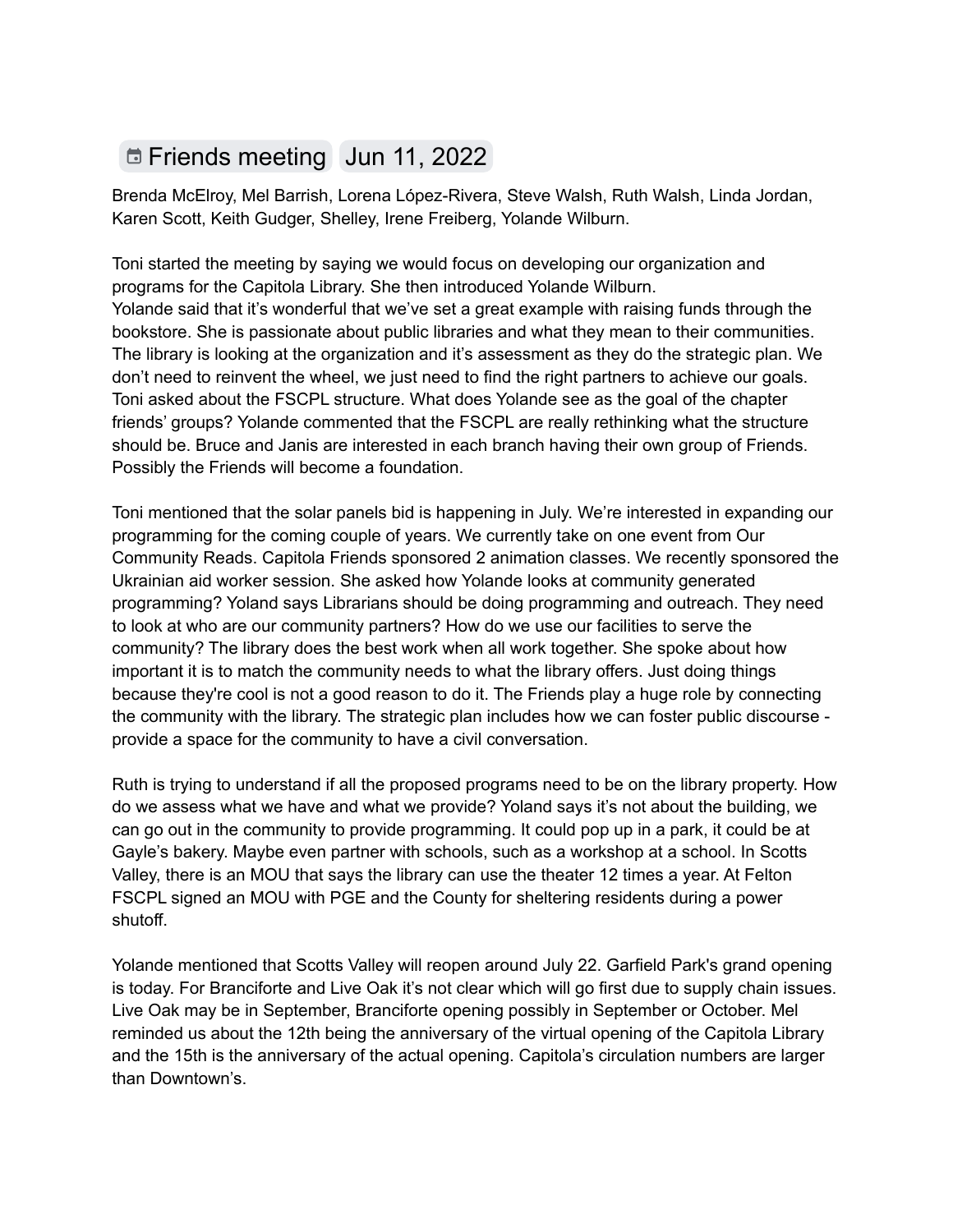# Friends meeting Jun 11, 2022

Brenda McElroy, Mel Barrish, Lorena López-Rivera, Steve Walsh, Ruth Walsh, Linda Jordan, Karen Scott, Keith Gudger, Shelley, Irene Freiberg, Yolande Wilburn.

Toni started the meeting by saying we would focus on developing our organization and programs for the Capitola Library. She then introduced Yolande Wilburn.
Yolande said that it's wonderful that we've set a great example with raising funds through the bookstore. She is passionate about public libraries and what they mean to their communities. The library is looking at the organization and it's assessment as they do the strategic plan. We don't need to reinvent the wheel, we just need to find the right partners to achieve our goals. Toni asked about the FSCPL structure. What does Yolande see as the goal of the chapter friends' groups? Yolande commented that the FSCPL are really rethinking what the structure should be. Bruce and Janis are interested in each branch having their own group of Friends. Possibly the Friends will become a foundation.

Toni mentioned that the solar panels bid is happening in July. We're interested in expanding our programming for the coming couple of years. We currently take on one event from Our Community Reads. Capitola Friends sponsored 2 animation classes. We recently sponsored the Ukrainian aid worker session. She asked how Yolande looks at community generated programming? Yoland says Librarians should be doing programming and outreach. They need to look at who are our community partners? How do we use our facilities to serve the community? The library does the best work when all work together. She spoke about how important it is to match the community needs to what the library offers. Just doing things because they're cool is not a good reason to do it. The Friends play a huge role by connecting the community with the library. The strategic plan includes how we can foster public discourse - provide a space for the community to have a civil conversation.

Ruth is trying to understand if all the proposed programs need to be on the library property. How do we assess what we have and what we provide? Yoland says it's not about the building, we can go out in the community to provide programming. It could pop up in a park, it could be at Gayle's bakery. Maybe even partner with schools, such as a workshop at a school. In Scotts Valley, there is an MOU that says the library can use the theater 12 times a year. At Felton FSCPL signed an MOU with PGE and the County for sheltering residents during a power shutoff.

Yolande mentioned that Scotts Valley will reopen around July 22. Garfield Park's grand opening is today. For Branciforte and Live Oak it's not clear which will go first due to supply chain issues. Live Oak may be in September, Branciforte opening possibly in September or October. Mel reminded us about the 12th being the anniversary of the virtual opening of the Capitola Library and the 15th is the anniversary of the actual opening. Capitola's circulation numbers are larger than Downtown's.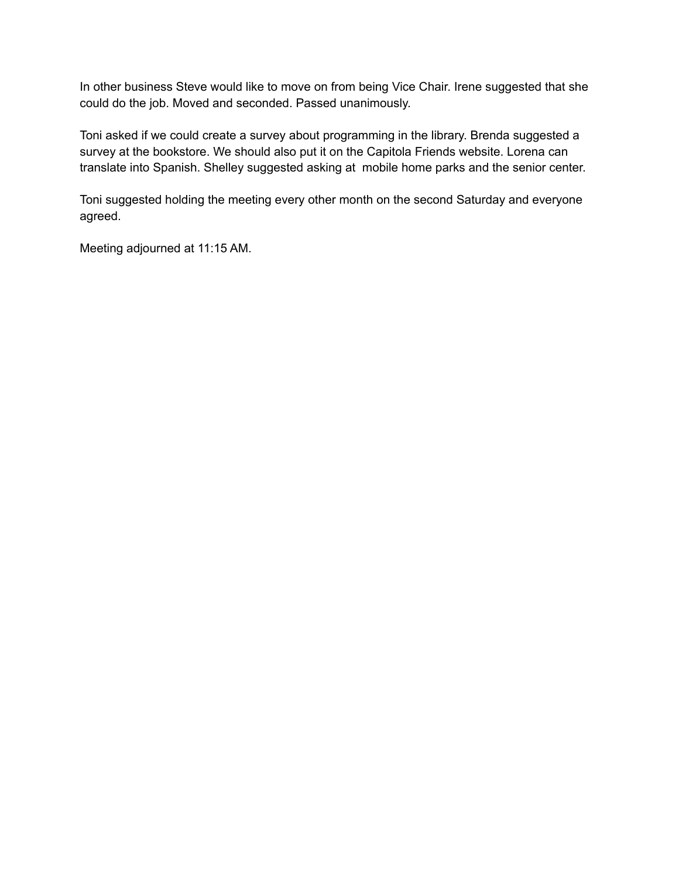In other business Steve would like to move on from being Vice Chair. Irene suggested that she could do the job. Moved and seconded. Passed unanimously.

Toni asked if we could create a survey about programming in the library. Brenda suggested a survey at the bookstore. We should also put it on the Capitola Friends website. Lorena can translate into Spanish. Shelley suggested asking at mobile home parks and the senior center.

Toni suggested holding the meeting every other month on the second Saturday and everyone agreed.

Meeting adjourned at 11:15 AM.